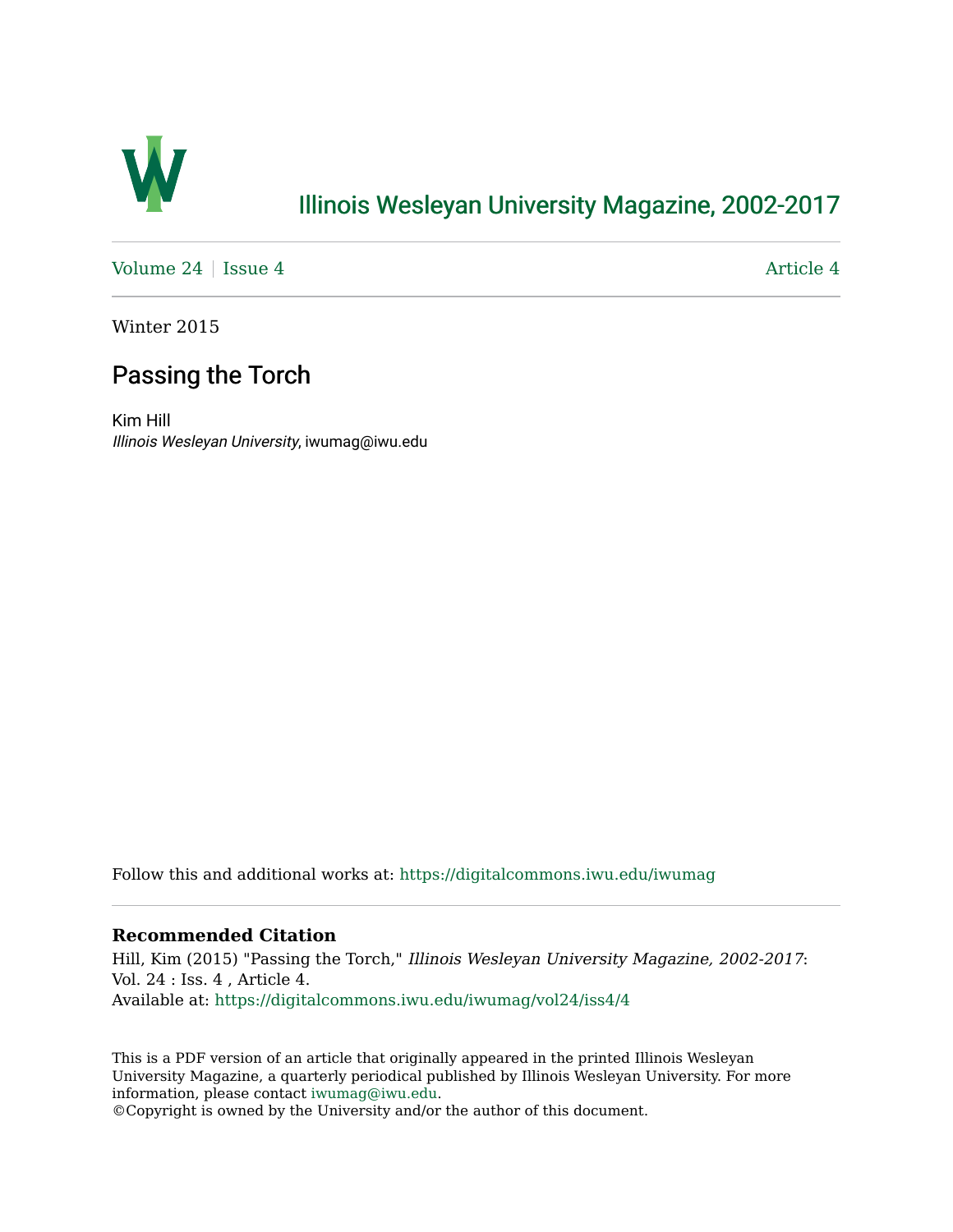Illinois Wesleyan University Magazine, 2002-2017

Volume 24 | Issue 4 Article 4

Winter 2015

# Passing the Torch

Kim Hill
*Illinois Wesleyan University*, iwumag@iwu.edu

Follow this and additional works at: https://digitalcommons.iwu.edu/iwumag

**Recommended Citation**
Hill, Kim (2015) "Passing the Torch," *Illinois Wesleyan University Magazine, 2002-2017*: Vol. 24 : Iss. 4 , Article 4.
Available at: https://digitalcommons.iwu.edu/iwumag/vol24/iss4/4

This is a PDF version of an article that originally appeared in the printed Illinois Wesleyan University Magazine, a quarterly periodical published by Illinois Wesleyan University. For more information, please contact iwumag@iwu.edu.
©Copyright is owned by the University and/or the author of this document.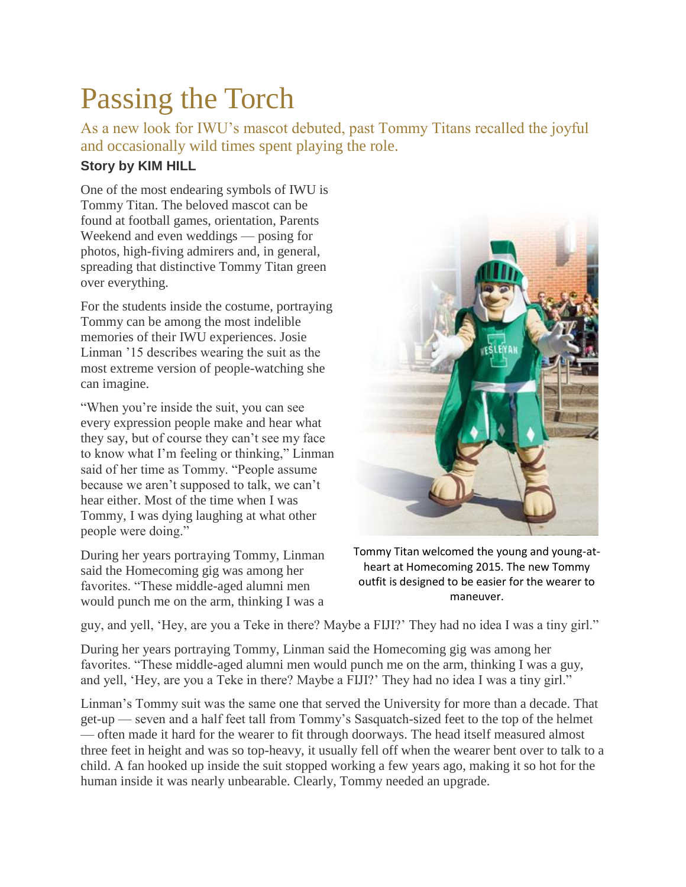# Passing the Torch

As a new look for IWU's mascot debuted, past Tommy Titans recalled the joyful and occasionally wild times spent playing the role.

**Story by KIM HILL**

One of the most endearing symbols of IWU is Tommy Titan. The beloved mascot can be found at football games, orientation, Parents Weekend and even weddings — posing for photos, high-fiving admirers and, in general, spreading that distinctive Tommy Titan green over everything.

For the students inside the costume, portraying Tommy can be among the most indelible memories of their IWU experiences. Josie Linman '15 describes wearing the suit as the most extreme version of people-watching she can imagine.

"When you're inside the suit, you can see every expression people make and hear what they say, but of course they can't see my face to know what I'm feeling or thinking," Linman said of her time as Tommy. "People assume because we aren't supposed to talk, we can't hear either. Most of the time when I was Tommy, I was dying laughing at what other people were doing."

Tommy Titan welcomed the young and young-at-heart at Homecoming 2015. The new Tommy outfit is designed to be easier for the wearer to maneuver.

During her years portraying Tommy, Linman said the Homecoming gig was among her favorites. "These middle-aged alumni men would punch me on the arm, thinking I was a guy, and yell, 'Hey, are you a Teke in there? Maybe a FIJI?' They had no idea I was a tiny girl."

During her years portraying Tommy, Linman said the Homecoming gig was among her favorites. "These middle-aged alumni men would punch me on the arm, thinking I was a guy, and yell, 'Hey, are you a Teke in there? Maybe a FIJI?' They had no idea I was a tiny girl."

Linman's Tommy suit was the same one that served the University for more than a decade. That get-up — seven and a half feet tall from Tommy's Sasquatch-sized feet to the top of the helmet — often made it hard for the wearer to fit through doorways. The head itself measured almost three feet in height and was so top-heavy, it usually fell off when the wearer bent over to talk to a child. A fan hooked up inside the suit stopped working a few years ago, making it so hot for the human inside it was nearly unbearable. Clearly, Tommy needed an upgrade.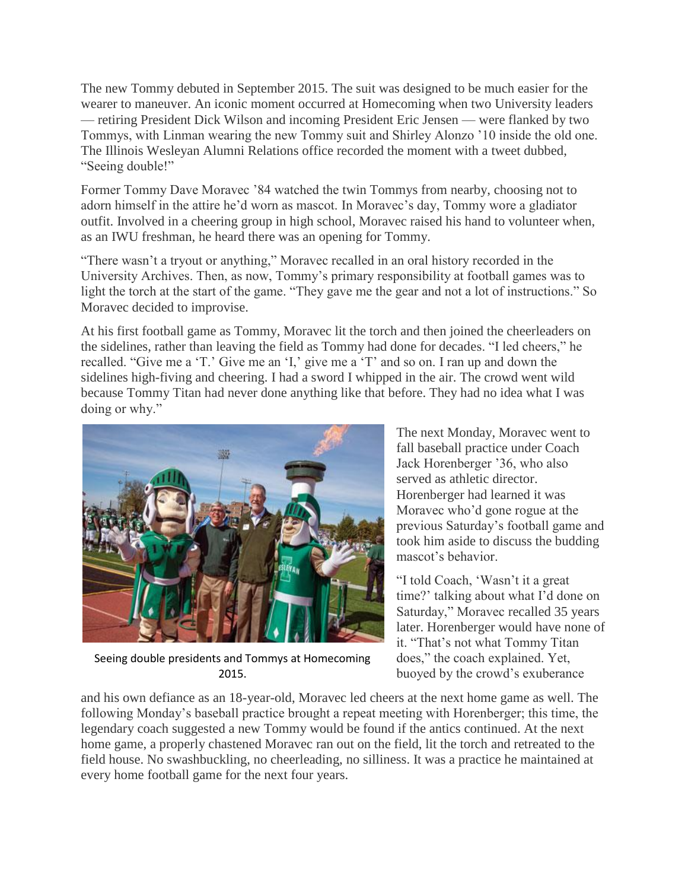The new Tommy debuted in September 2015. The suit was designed to be much easier for the wearer to maneuver. An iconic moment occurred at Homecoming when two University leaders — retiring President Dick Wilson and incoming President Eric Jensen — were flanked by two Tommys, with Linman wearing the new Tommy suit and Shirley Alonzo '10 inside the old one. The Illinois Wesleyan Alumni Relations office recorded the moment with a tweet dubbed, "Seeing double!"

Former Tommy Dave Moravec '84 watched the twin Tommys from nearby, choosing not to adorn himself in the attire he'd worn as mascot. In Moravec's day, Tommy wore a gladiator outfit. Involved in a cheering group in high school, Moravec raised his hand to volunteer when, as an IWU freshman, he heard there was an opening for Tommy.

"There wasn't a tryout or anything," Moravec recalled in an oral history recorded in the University Archives. Then, as now, Tommy's primary responsibility at football games was to light the torch at the start of the game. "They gave me the gear and not a lot of instructions." So Moravec decided to improvise.

At his first football game as Tommy, Moravec lit the torch and then joined the cheerleaders on the sidelines, rather than leaving the field as Tommy had done for decades. "I led cheers," he recalled. "Give me a 'T.' Give me an 'I,' give me a 'T' and so on. I ran up and down the sidelines high-fiving and cheering. I had a sword I whipped in the air. The crowd went wild because Tommy Titan had never done anything like that before. They had no idea what I was doing or why."

Seeing double presidents and Tommys at Homecoming 2015.

The next Monday, Moravec went to fall baseball practice under Coach Jack Horenberger '36, who also served as athletic director. Horenberger had learned it was Moravec who'd gone rogue at the previous Saturday's football game and took him aside to discuss the budding mascot's behavior.

"I told Coach, 'Wasn't it a great time?' talking about what I'd done on Saturday," Moravec recalled 35 years later. Horenberger would have none of it. "That's not what Tommy Titan does," the coach explained. Yet, buoyed by the crowd's exuberance and his own defiance as an 18-year-old, Moravec led cheers at the next home game as well. The following Monday's baseball practice brought a repeat meeting with Horenberger; this time, the legendary coach suggested a new Tommy would be found if the antics continued. At the next home game, a properly chastened Moravec ran out on the field, lit the torch and retreated to the field house. No swashbuckling, no cheerleading, no silliness. It was a practice he maintained at every home football game for the next four years.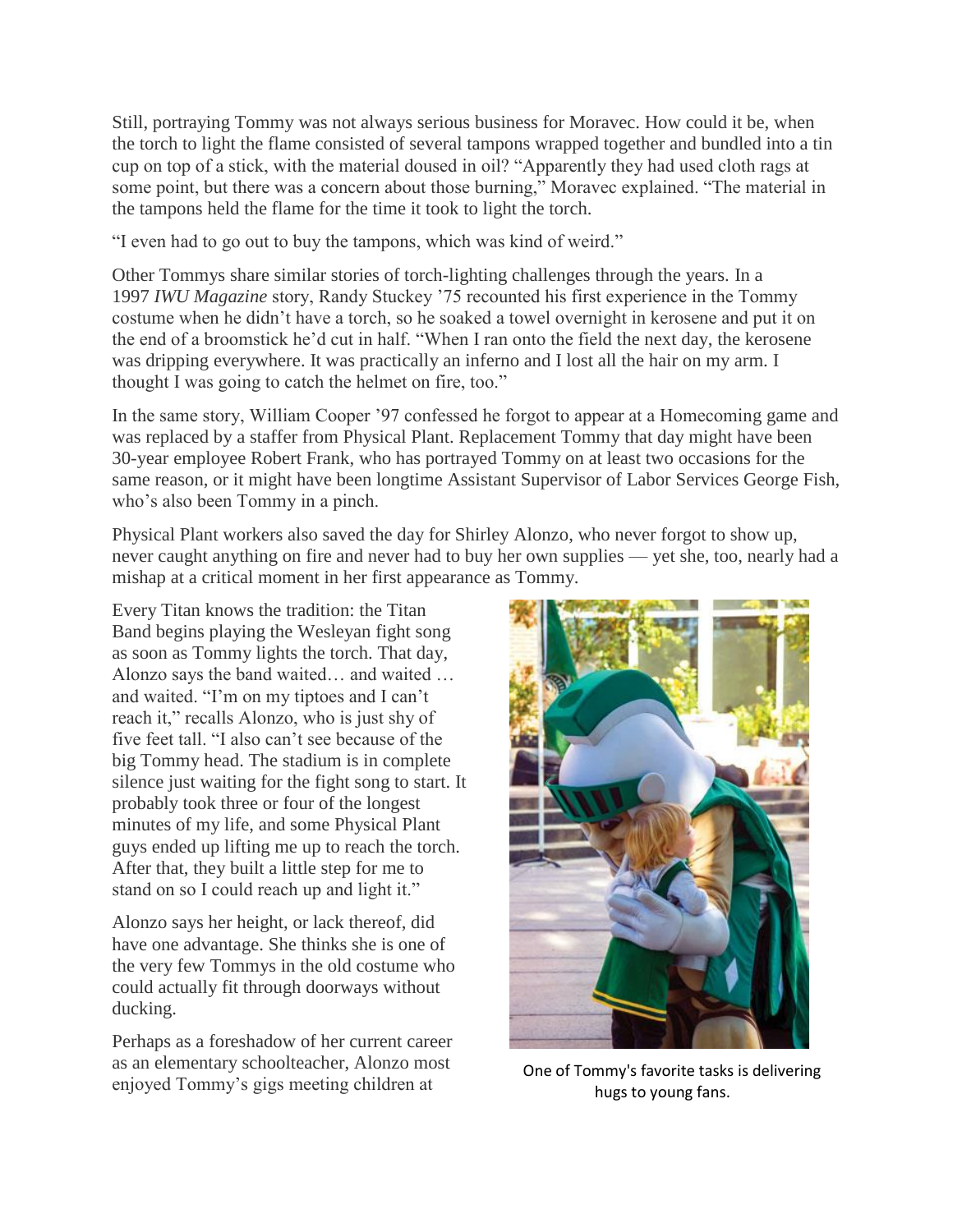Still, portraying Tommy was not always serious business for Moravec. How could it be, when the torch to light the flame consisted of several tampons wrapped together and bundled into a tin cup on top of a stick, with the material doused in oil? "Apparently they had used cloth rags at some point, but there was a concern about those burning," Moravec explained. "The material in the tampons held the flame for the time it took to light the torch.

"I even had to go out to buy the tampons, which was kind of weird."

Other Tommys share similar stories of torch-lighting challenges through the years. In a 1997 *IWU Magazine* story, Randy Stuckey '75 recounted his first experience in the Tommy costume when he didn't have a torch, so he soaked a towel overnight in kerosene and put it on the end of a broomstick he'd cut in half. "When I ran onto the field the next day, the kerosene was dripping everywhere. It was practically an inferno and I lost all the hair on my arm. I thought I was going to catch the helmet on fire, too."

In the same story, William Cooper '97 confessed he forgot to appear at a Homecoming game and was replaced by a staffer from Physical Plant. Replacement Tommy that day might have been 30-year employee Robert Frank, who has portrayed Tommy on at least two occasions for the same reason, or it might have been longtime Assistant Supervisor of Labor Services George Fish, who's also been Tommy in a pinch.

Physical Plant workers also saved the day for Shirley Alonzo, who never forgot to show up, never caught anything on fire and never had to buy her own supplies — yet she, too, nearly had a mishap at a critical moment in her first appearance as Tommy.

Every Titan knows the tradition: the Titan Band begins playing the Wesleyan fight song as soon as Tommy lights the torch. That day, Alonzo says the band waited… and waited … and waited. "I'm on my tiptoes and I can't reach it," recalls Alonzo, who is just shy of five feet tall. "I also can't see because of the big Tommy head. The stadium is in complete silence just waiting for the fight song to start. It probably took three or four of the longest minutes of my life, and some Physical Plant guys ended up lifting me up to reach the torch. After that, they built a little step for me to stand on so I could reach up and light it."

Alonzo says her height, or lack thereof, did have one advantage. She thinks she is one of the very few Tommys in the old costume who could actually fit through doorways without ducking.

Perhaps as a foreshadow of her current career as an elementary schoolteacher, Alonzo most enjoyed Tommy's gigs meeting children at

One of Tommy's favorite tasks is delivering hugs to young fans.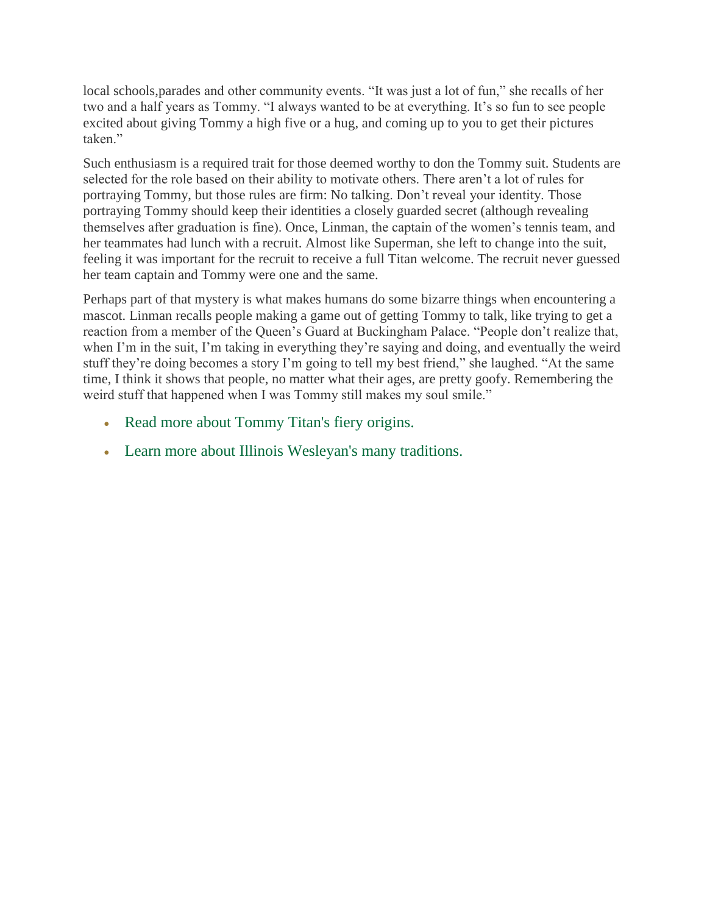local schools,parades and other community events. “It was just a lot of fun,” she recalls of her two and a half years as Tommy. “I always wanted to be at everything. It’s so fun to see people excited about giving Tommy a high five or a hug, and coming up to you to get their pictures taken.”

Such enthusiasm is a required trait for those deemed worthy to don the Tommy suit. Students are selected for the role based on their ability to motivate others. There aren’t a lot of rules for portraying Tommy, but those rules are firm: No talking. Don’t reveal your identity. Those portraying Tommy should keep their identities a closely guarded secret (although revealing themselves after graduation is fine). Once, Linman, the captain of the women’s tennis team, and her teammates had lunch with a recruit. Almost like Superman, she left to change into the suit, feeling it was important for the recruit to receive a full Titan welcome. The recruit never guessed her team captain and Tommy were one and the same.

Perhaps part of that mystery is what makes humans do some bizarre things when encountering a mascot. Linman recalls people making a game out of getting Tommy to talk, like trying to get a reaction from a member of the Queen’s Guard at Buckingham Palace. “People don’t realize that, when I’m in the suit, I’m taking in everything they’re saying and doing, and eventually the weird stuff they’re doing becomes a story I’m going to tell my best friend,” she laughed. “At the same time, I think it shows that people, no matter what their ages, are pretty goofy. Remembering the weird stuff that happened when I was Tommy still makes my soul smile.”

- Read more about Tommy Titan's fiery origins.
- Learn more about Illinois Wesleyan's many traditions.